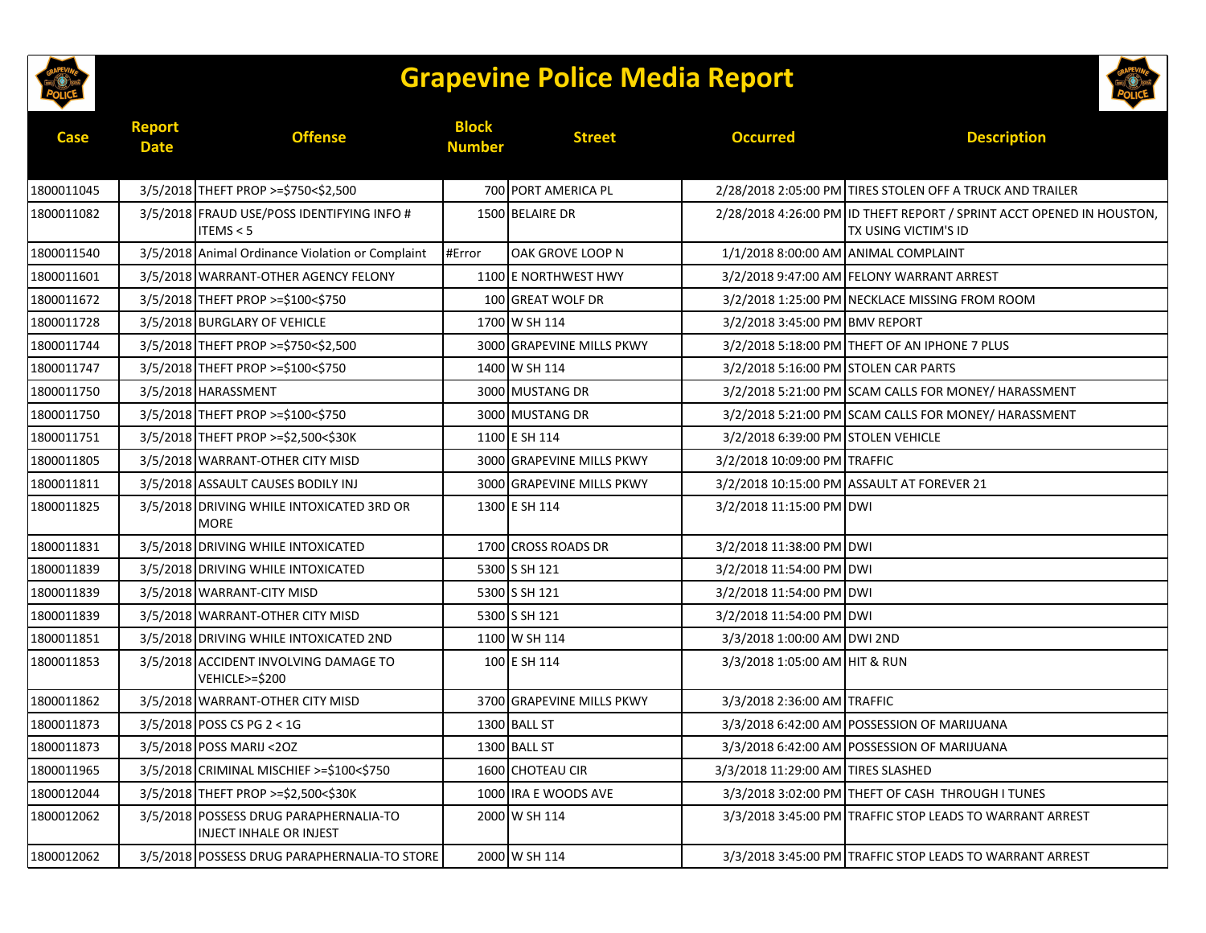# Grapevine Police Media Report

| Case | Report Date | Offense | Block Number | Street | Occurred | Description |
|---|---|---|---|---|---|---|
| 1800011045 | 3/5/2018 | THEFT PROP >=$750<$2,500 | 700 | PORT AMERICA PL | 2/28/2018 2:05:00 PM | TIRES STOLEN OFF A TRUCK AND TRAILER |
| 1800011082 | 3/5/2018 | FRAUD USE/POSS IDENTIFYING INFO # ITEMS < 5 | 1500 | BELAIRE DR | 2/28/2018 4:26:00 PM | ID THEFT REPORT / SPRINT ACCT OPENED IN HOUSTON, TX USING VICTIM'S ID |
| 1800011540 | 3/5/2018 | Animal Ordinance Violation or Complaint | #Error | OAK GROVE LOOP N | 1/1/2018 8:00:00 AM | ANIMAL COMPLAINT |
| 1800011601 | 3/5/2018 | WARRANT-OTHER AGENCY FELONY | 1100 | E NORTHWEST HWY | 3/2/2018 9:47:00 AM | FELONY WARRANT ARREST |
| 1800011672 | 3/5/2018 | THEFT PROP >=$100<$750 | 100 | GREAT WOLF DR | 3/2/2018 1:25:00 PM | NECKLACE MISSING FROM ROOM |
| 1800011728 | 3/5/2018 | BURGLARY OF VEHICLE | 1700 | W SH 114 | 3/2/2018 3:45:00 PM | BMV REPORT |
| 1800011744 | 3/5/2018 | THEFT PROP >=$750<$2,500 | 3000 | GRAPEVINE MILLS PKWY | 3/2/2018 5:18:00 PM | THEFT OF AN IPHONE 7 PLUS |
| 1800011747 | 3/5/2018 | THEFT PROP >=$100<$750 | 1400 | W SH 114 | 3/2/2018 5:16:00 PM | STOLEN CAR PARTS |
| 1800011750 | 3/5/2018 | HARASSMENT | 3000 | MUSTANG DR | 3/2/2018 5:21:00 PM | SCAM CALLS FOR MONEY/ HARASSMENT |
| 1800011750 | 3/5/2018 | THEFT PROP >=$100<$750 | 3000 | MUSTANG DR | 3/2/2018 5:21:00 PM | SCAM CALLS FOR MONEY/ HARASSMENT |
| 1800011751 | 3/5/2018 | THEFT PROP >=$2,500<$30K | 1100 | E SH 114 | 3/2/2018 6:39:00 PM | STOLEN VEHICLE |
| 1800011805 | 3/5/2018 | WARRANT-OTHER CITY MISD | 3000 | GRAPEVINE MILLS PKWY | 3/2/2018 10:09:00 PM | TRAFFIC |
| 1800011811 | 3/5/2018 | ASSAULT CAUSES BODILY INJ | 3000 | GRAPEVINE MILLS PKWY | 3/2/2018 10:15:00 PM | ASSAULT AT FOREVER 21 |
| 1800011825 | 3/5/2018 | DRIVING WHILE INTOXICATED 3RD OR MORE | 1300 | E SH 114 | 3/2/2018 11:15:00 PM | DWI |
| 1800011831 | 3/5/2018 | DRIVING WHILE INTOXICATED | 1700 | CROSS ROADS DR | 3/2/2018 11:38:00 PM | DWI |
| 1800011839 | 3/5/2018 | DRIVING WHILE INTOXICATED | 5300 | S SH 121 | 3/2/2018 11:54:00 PM | DWI |
| 1800011839 | 3/5/2018 | WARRANT-CITY MISD | 5300 | S SH 121 | 3/2/2018 11:54:00 PM | DWI |
| 1800011839 | 3/5/2018 | WARRANT-OTHER CITY MISD | 5300 | S SH 121 | 3/2/2018 11:54:00 PM | DWI |
| 1800011851 | 3/5/2018 | DRIVING WHILE INTOXICATED 2ND | 1100 | W SH 114 | 3/3/2018 1:00:00 AM | DWI 2ND |
| 1800011853 | 3/5/2018 | ACCIDENT INVOLVING DAMAGE TO VEHICLE>=$200 | 100 | E SH 114 | 3/3/2018 1:05:00 AM | HIT & RUN |
| 1800011862 | 3/5/2018 | WARRANT-OTHER CITY MISD | 3700 | GRAPEVINE MILLS PKWY | 3/3/2018 2:36:00 AM | TRAFFIC |
| 1800011873 | 3/5/2018 | POSS CS PG 2 < 1G | 1300 | BALL ST | 3/3/2018 6:42:00 AM | POSSESSION OF MARIJUANA |
| 1800011873 | 3/5/2018 | POSS MARIJ <2OZ | 1300 | BALL ST | 3/3/2018 6:42:00 AM | POSSESSION OF MARIJUANA |
| 1800011965 | 3/5/2018 | CRIMINAL MISCHIEF >=$100<$750 | 1600 | CHOTEAU CIR | 3/3/2018 11:29:00 AM | TIRES SLASHED |
| 1800012044 | 3/5/2018 | THEFT PROP >=$2,500<$30K | 1000 | IRA E WOODS AVE | 3/3/2018 3:02:00 PM | THEFT OF CASH THROUGH I TUNES |
| 1800012062 | 3/5/2018 | POSSESS DRUG PARAPHERNALIA-TO INJECT INHALE OR INJEST | 2000 | W SH 114 | 3/3/2018 3:45:00 PM | TRAFFIC STOP LEADS TO WARRANT ARREST |
| 1800012062 | 3/5/2018 | POSSESS DRUG PARAPHERNALIA-TO STORE | 2000 | W SH 114 | 3/3/2018 3:45:00 PM | TRAFFIC STOP LEADS TO WARRANT ARREST |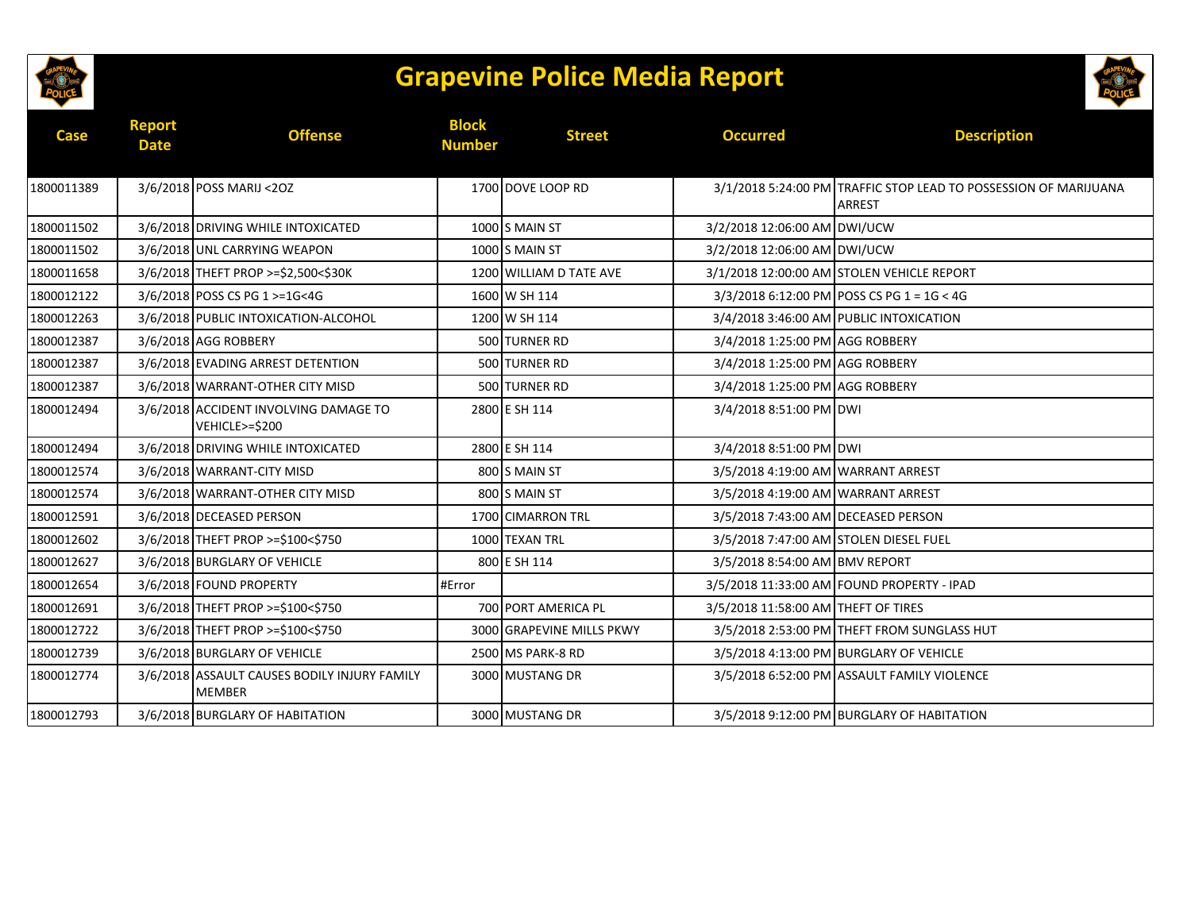# Grapevine Police Media Report

| Case | Report Date | Offense | Block Number | Street | Occurred | Description |
|---|---|---|---|---|---|---|
| 1800011389 | 3/6/2018 | POSS MARIJ <2OZ | 1700 | DOVE LOOP RD | 3/1/2018 5:24:00 PM | TRAFFIC STOP LEAD TO POSSESSION OF MARIJUANA ARREST |
| 1800011502 | 3/6/2018 | DRIVING WHILE INTOXICATED | 1000 | S MAIN ST | 3/2/2018 12:06:00 AM | DWI/UCW |
| 1800011502 | 3/6/2018 | UNL CARRYING WEAPON | 1000 | S MAIN ST | 3/2/2018 12:06:00 AM | DWI/UCW |
| 1800011658 | 3/6/2018 | THEFT PROP >=$2,500<$30K | 1200 | WILLIAM D TATE AVE | 3/1/2018 12:00:00 AM | STOLEN VEHICLE REPORT |
| 1800012122 | 3/6/2018 | POSS CS PG 1 >=1G<4G | 1600 | W SH 114 | 3/3/2018 6:12:00 PM | POSS CS PG 1 = 1G < 4G |
| 1800012263 | 3/6/2018 | PUBLIC INTOXICATION-ALCOHOL | 1200 | W SH 114 | 3/4/2018 3:46:00 AM | PUBLIC INTOXICATION |
| 1800012387 | 3/6/2018 | AGG ROBBERY | 500 | TURNER RD | 3/4/2018 1:25:00 PM | AGG ROBBERY |
| 1800012387 | 3/6/2018 | EVADING ARREST DETENTION | 500 | TURNER RD | 3/4/2018 1:25:00 PM | AGG ROBBERY |
| 1800012387 | 3/6/2018 | WARRANT-OTHER CITY MISD | 500 | TURNER RD | 3/4/2018 1:25:00 PM | AGG ROBBERY |
| 1800012494 | 3/6/2018 | ACCIDENT INVOLVING DAMAGE TO VEHICLE>=$200 | 2800 | E SH 114 | 3/4/2018 8:51:00 PM | DWI |
| 1800012494 | 3/6/2018 | DRIVING WHILE INTOXICATED | 2800 | E SH 114 | 3/4/2018 8:51:00 PM | DWI |
| 1800012574 | 3/6/2018 | WARRANT-CITY MISD | 800 | S MAIN ST | 3/5/2018 4:19:00 AM | WARRANT ARREST |
| 1800012574 | 3/6/2018 | WARRANT-OTHER CITY MISD | 800 | S MAIN ST | 3/5/2018 4:19:00 AM | WARRANT ARREST |
| 1800012591 | 3/6/2018 | DECEASED PERSON | 1700 | CIMARRON TRL | 3/5/2018 7:43:00 AM | DECEASED PERSON |
| 1800012602 | 3/6/2018 | THEFT PROP >=$100<$750 | 1000 | TEXAN TRL | 3/5/2018 7:47:00 AM | STOLEN DIESEL FUEL |
| 1800012627 | 3/6/2018 | BURGLARY OF VEHICLE | 800 | E SH 114 | 3/5/2018 8:54:00 AM | BMV REPORT |
| 1800012654 | 3/6/2018 | FOUND PROPERTY | #Error | | 3/5/2018 11:33:00 AM | FOUND PROPERTY - IPAD |
| 1800012691 | 3/6/2018 | THEFT PROP >=$100<$750 | 700 | PORT AMERICA PL | 3/5/2018 11:58:00 AM | THEFT OF TIRES |
| 1800012722 | 3/6/2018 | THEFT PROP >=$100<$750 | 3000 | GRAPEVINE MILLS PKWY | 3/5/2018 2:53:00 PM | THEFT FROM SUNGLASS HUT |
| 1800012739 | 3/6/2018 | BURGLARY OF VEHICLE | 2500 | MS PARK-8 RD | 3/5/2018 4:13:00 PM | BURGLARY OF VEHICLE |
| 1800012774 | 3/6/2018 | ASSAULT CAUSES BODILY INJURY FAMILY MEMBER | 3000 | MUSTANG DR | 3/5/2018 6:52:00 PM | ASSAULT FAMILY VIOLENCE |
| 1800012793 | 3/6/2018 | BURGLARY OF HABITATION | 3000 | MUSTANG DR | 3/5/2018 9:12:00 PM | BURGLARY OF HABITATION |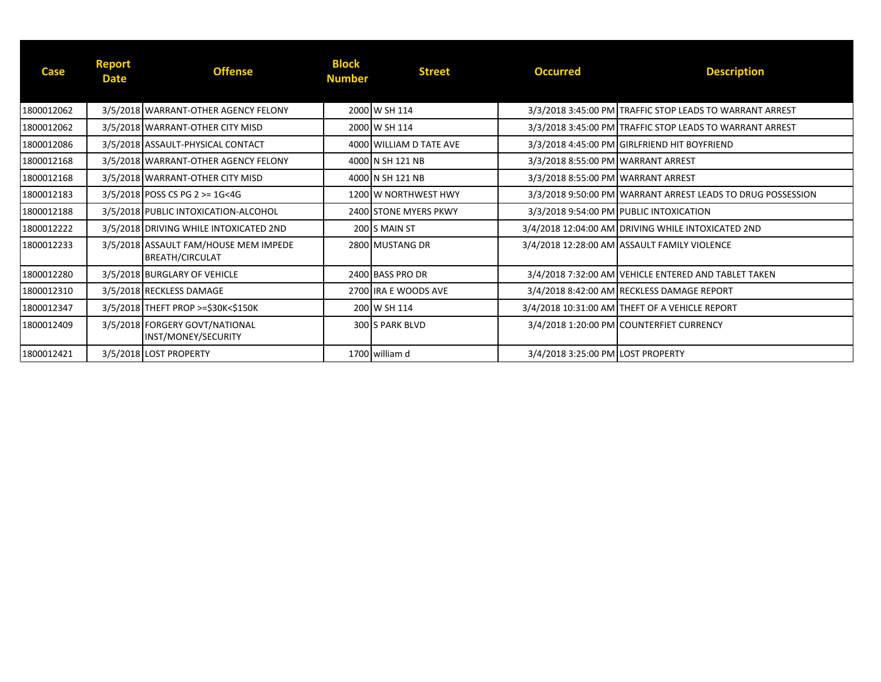| Case | Report Date | Offense | Block Number | Street | Occurred | Description |
|---|---|---|---|---|---|---|
| 1800012062 | 3/5/2018 | WARRANT-OTHER AGENCY FELONY | 2000 | W SH 114 | 3/3/2018 3:45:00 PM | TRAFFIC STOP LEADS TO WARRANT ARREST |
| 1800012062 | 3/5/2018 | WARRANT-OTHER CITY MISD | 2000 | W SH 114 | 3/3/2018 3:45:00 PM | TRAFFIC STOP LEADS TO WARRANT ARREST |
| 1800012086 | 3/5/2018 | ASSAULT-PHYSICAL CONTACT | 4000 | WILLIAM D TATE AVE | 3/3/2018 4:45:00 PM | GIRLFRIEND HIT BOYFRIEND |
| 1800012168 | 3/5/2018 | WARRANT-OTHER AGENCY FELONY | 4000 | N SH 121 NB | 3/3/2018 8:55:00 PM | WARRANT ARREST |
| 1800012168 | 3/5/2018 | WARRANT-OTHER CITY MISD | 4000 | N SH 121 NB | 3/3/2018 8:55:00 PM | WARRANT ARREST |
| 1800012183 | 3/5/2018 | POSS CS PG 2 >= 1G<4G | 1200 | W NORTHWEST HWY | 3/3/2018 9:50:00 PM | WARRANT ARREST LEADS TO DRUG POSSESSION |
| 1800012188 | 3/5/2018 | PUBLIC INTOXICATION-ALCOHOL | 2400 | STONE MYERS PKWY | 3/3/2018 9:54:00 PM | PUBLIC INTOXICATION |
| 1800012222 | 3/5/2018 | DRIVING WHILE INTOXICATED 2ND | 200 | S MAIN ST | 3/4/2018 12:04:00 AM | DRIVING WHILE INTOXICATED 2ND |
| 1800012233 | 3/5/2018 | ASSAULT FAM/HOUSE MEM IMPEDE BREATH/CIRCULAT | 2800 | MUSTANG DR | 3/4/2018 12:28:00 AM | ASSAULT FAMILY VIOLENCE |
| 1800012280 | 3/5/2018 | BURGLARY OF VEHICLE | 2400 | BASS PRO DR | 3/4/2018 7:32:00 AM | VEHICLE ENTERED AND TABLET TAKEN |
| 1800012310 | 3/5/2018 | RECKLESS DAMAGE | 2700 | IRA E WOODS AVE | 3/4/2018 8:42:00 AM | RECKLESS DAMAGE REPORT |
| 1800012347 | 3/5/2018 | THEFT PROP >=$30K<$150K | 200 | W SH 114 | 3/4/2018 10:31:00 AM | THEFT OF A VEHICLE REPORT |
| 1800012409 | 3/5/2018 | FORGERY GOVT/NATIONAL INST/MONEY/SECURITY | 300 | S PARK BLVD | 3/4/2018 1:20:00 PM | COUNTERFEIT CURRENCY |
| 1800012421 | 3/5/2018 | LOST PROPERTY | 1700 | william d | 3/4/2018 3:25:00 PM | LOST PROPERTY |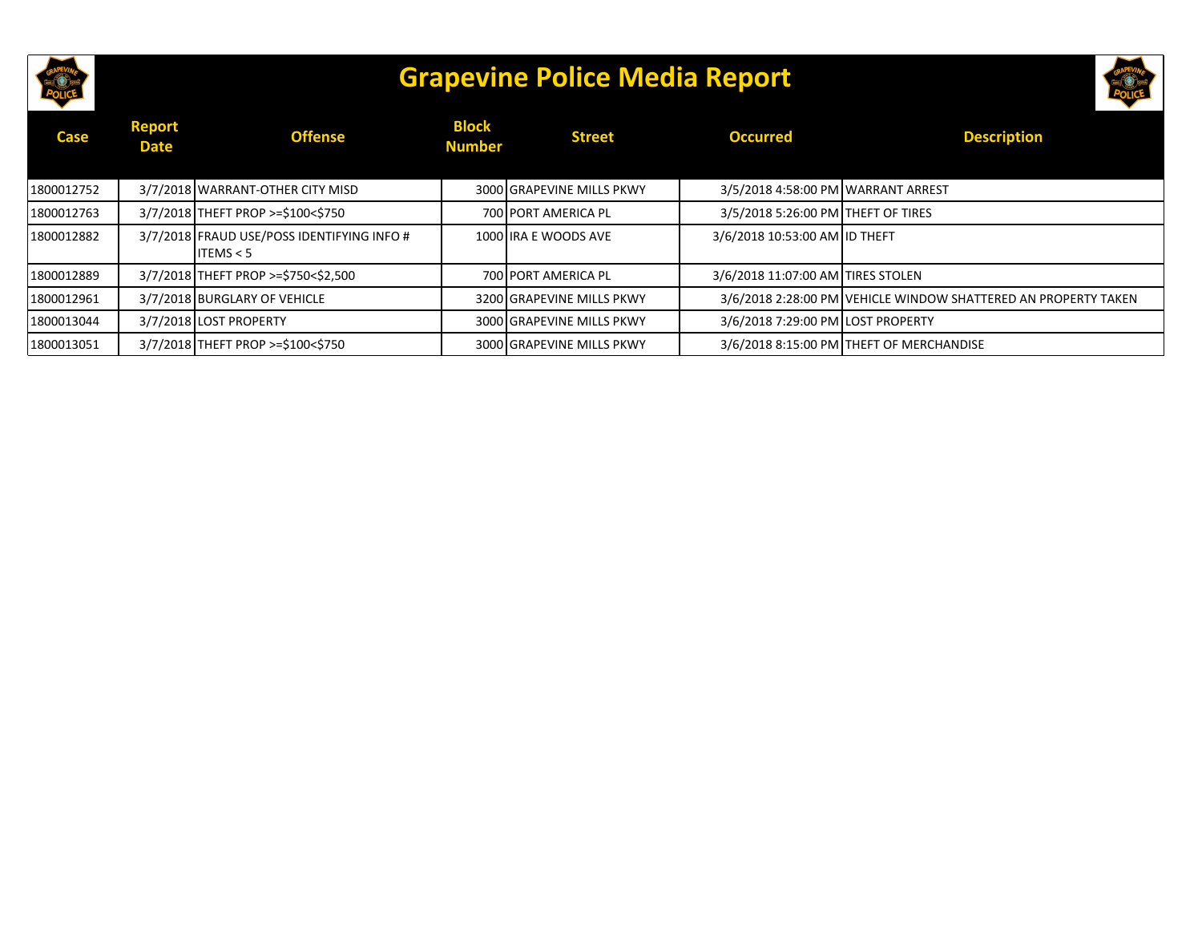# Grapevine Police Media Report

| Case | Report Date | Offense | Block Number | Street | Occurred | Description |
|---|---|---|---|---|---|---|
| 1800012752 | 3/7/2018 | WARRANT-OTHER CITY MISD | 3000 | GRAPEVINE MILLS PKWY | 3/5/2018 4:58:00 PM | WARRANT ARREST |
| 1800012763 | 3/7/2018 | THEFT PROP >=$100<$750 | 700 | PORT AMERICA PL | 3/5/2018 5:26:00 PM | THEFT OF TIRES |
| 1800012882 | 3/7/2018 | FRAUD USE/POSS IDENTIFYING INFO # ITEMS < 5 | 1000 | IRA E WOODS AVE | 3/6/2018 10:53:00 AM | ID THEFT |
| 1800012889 | 3/7/2018 | THEFT PROP >=$750<$2,500 | 700 | PORT AMERICA PL | 3/6/2018 11:07:00 AM | TIRES STOLEN |
| 1800012961 | 3/7/2018 | BURGLARY OF VEHICLE | 3200 | GRAPEVINE MILLS PKWY | 3/6/2018 2:28:00 PM | VEHICLE WINDOW SHATTERED AN PROPERTY TAKEN |
| 1800013044 | 3/7/2018 | LOST PROPERTY | 3000 | GRAPEVINE MILLS PKWY | 3/6/2018 7:29:00 PM | LOST PROPERTY |
| 1800013051 | 3/7/2018 | THEFT PROP >=$100<$750 | 3000 | GRAPEVINE MILLS PKWY | 3/6/2018 8:15:00 PM | THEFT OF MERCHANDISE |